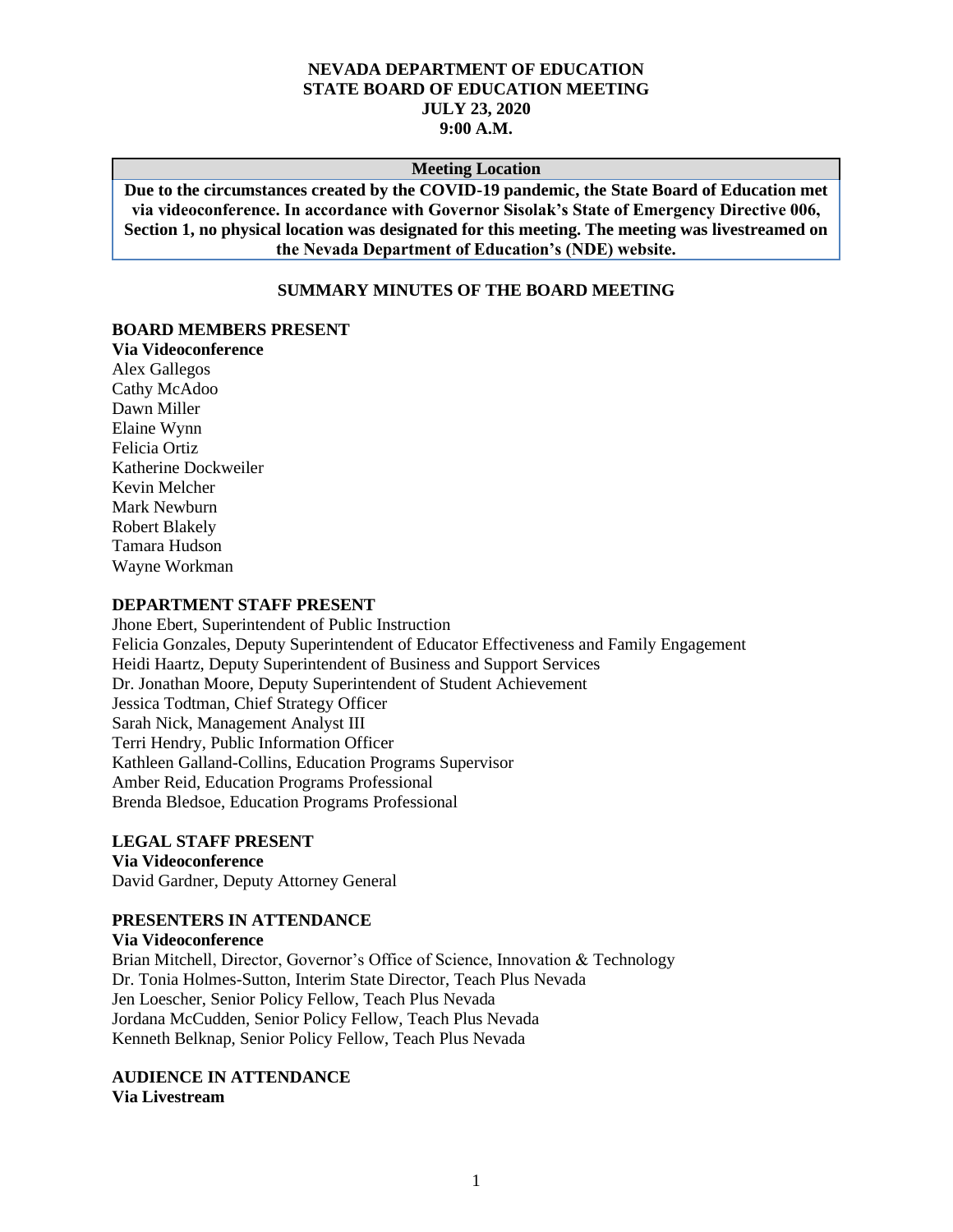**NEVADA DEPARTMENT OF EDUCATION**
**STATE BOARD OF EDUCATION MEETING**
**JULY 23, 2020**
**9:00 A.M.**

| Meeting Location |
| --- |
| **Due to the circumstances created by the COVID-19 pandemic, the State Board of Education met via videoconference. In accordance with Governor Sisolak's State of Emergency Directive 006, Section 1, no physical location was designated for this meeting. The meeting was livestreamed on the Nevada Department of Education's (NDE) website.** |

## SUMMARY MINUTES OF THE BOARD MEETING

**BOARD MEMBERS PRESENT**
**Via Videoconference**
Alex Gallegos
Cathy McAdoo
Dawn Miller
Elaine Wynn
Felicia Ortiz
Katherine Dockweiler
Kevin Melcher
Mark Newburn
Robert Blakely
Tamara Hudson
Wayne Workman

**DEPARTMENT STAFF PRESENT**
Jhone Ebert, Superintendent of Public Instruction
Felicia Gonzales, Deputy Superintendent of Educator Effectiveness and Family Engagement
Heidi Haartz, Deputy Superintendent of Business and Support Services
Dr. Jonathan Moore, Deputy Superintendent of Student Achievement
Jessica Todtman, Chief Strategy Officer
Sarah Nick, Management Analyst III
Terri Hendry, Public Information Officer
Kathleen Galland-Collins, Education Programs Supervisor
Amber Reid, Education Programs Professional
Brenda Bledsoe, Education Programs Professional

**LEGAL STAFF PRESENT**
**Via Videoconference**
David Gardner, Deputy Attorney General

**PRESENTERS IN ATTENDANCE**
**Via Videoconference**
Brian Mitchell, Director, Governor's Office of Science, Innovation & Technology
Dr. Tonia Holmes-Sutton, Interim State Director, Teach Plus Nevada
Jen Loescher, Senior Policy Fellow, Teach Plus Nevada
Jordana McCudden, Senior Policy Fellow, Teach Plus Nevada
Kenneth Belknap, Senior Policy Fellow, Teach Plus Nevada

**AUDIENCE IN ATTENDANCE**
**Via Livestream**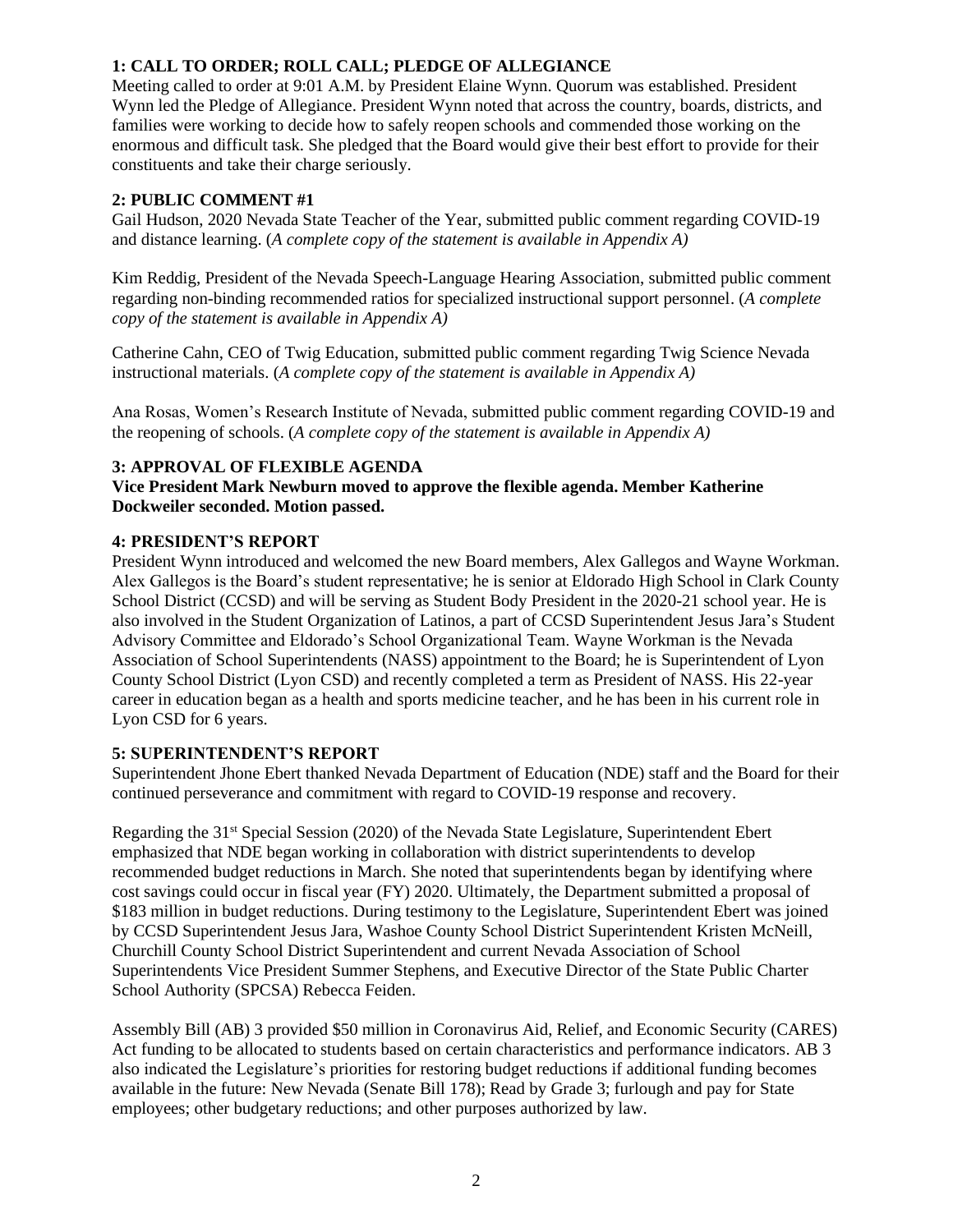### 1: CALL TO ORDER; ROLL CALL; PLEDGE OF ALLEGIANCE

Meeting called to order at 9:01 A.M. by President Elaine Wynn. Quorum was established. President Wynn led the Pledge of Allegiance. President Wynn noted that across the country, boards, districts, and families were working to decide how to safely reopen schools and commended those working on the enormous and difficult task. She pledged that the Board would give their best effort to provide for their constituents and take their charge seriously.

### 2: PUBLIC COMMENT #1

Gail Hudson, 2020 Nevada State Teacher of the Year, submitted public comment regarding COVID-19 and distance learning. (*A complete copy of the statement is available in Appendix A)*

Kim Reddig, President of the Nevada Speech-Language Hearing Association, submitted public comment regarding non-binding recommended ratios for specialized instructional support personnel. (*A complete copy of the statement is available in Appendix A)*

Catherine Cahn, CEO of Twig Education, submitted public comment regarding Twig Science Nevada instructional materials. (*A complete copy of the statement is available in Appendix A)*

Ana Rosas, Women's Research Institute of Nevada, submitted public comment regarding COVID-19 and the reopening of schools. (*A complete copy of the statement is available in Appendix A)*

### 3: APPROVAL OF FLEXIBLE AGENDA

**Vice President Mark Newburn moved to approve the flexible agenda. Member Katherine Dockweiler seconded. Motion passed.**

### 4: PRESIDENT'S REPORT

President Wynn introduced and welcomed the new Board members, Alex Gallegos and Wayne Workman. Alex Gallegos is the Board's student representative; he is senior at Eldorado High School in Clark County School District (CCSD) and will be serving as Student Body President in the 2020-21 school year. He is also involved in the Student Organization of Latinos, a part of CCSD Superintendent Jesus Jara's Student Advisory Committee and Eldorado's School Organizational Team. Wayne Workman is the Nevada Association of School Superintendents (NASS) appointment to the Board; he is Superintendent of Lyon County School District (Lyon CSD) and recently completed a term as President of NASS. His 22-year career in education began as a health and sports medicine teacher, and he has been in his current role in Lyon CSD for 6 years.

### 5: SUPERINTENDENT'S REPORT

Superintendent Jhone Ebert thanked Nevada Department of Education (NDE) staff and the Board for their continued perseverance and commitment with regard to COVID-19 response and recovery.

Regarding the 31st Special Session (2020) of the Nevada State Legislature, Superintendent Ebert emphasized that NDE began working in collaboration with district superintendents to develop recommended budget reductions in March. She noted that superintendents began by identifying where cost savings could occur in fiscal year (FY) 2020. Ultimately, the Department submitted a proposal of $183 million in budget reductions. During testimony to the Legislature, Superintendent Ebert was joined by CCSD Superintendent Jesus Jara, Washoe County School District Superintendent Kristen McNeill, Churchill County School District Superintendent and current Nevada Association of School Superintendents Vice President Summer Stephens, and Executive Director of the State Public Charter School Authority (SPCSA) Rebecca Feiden.

Assembly Bill (AB) 3 provided $50 million in Coronavirus Aid, Relief, and Economic Security (CARES) Act funding to be allocated to students based on certain characteristics and performance indicators. AB 3 also indicated the Legislature's priorities for restoring budget reductions if additional funding becomes available in the future: New Nevada (Senate Bill 178); Read by Grade 3; furlough and pay for State employees; other budgetary reductions; and other purposes authorized by law.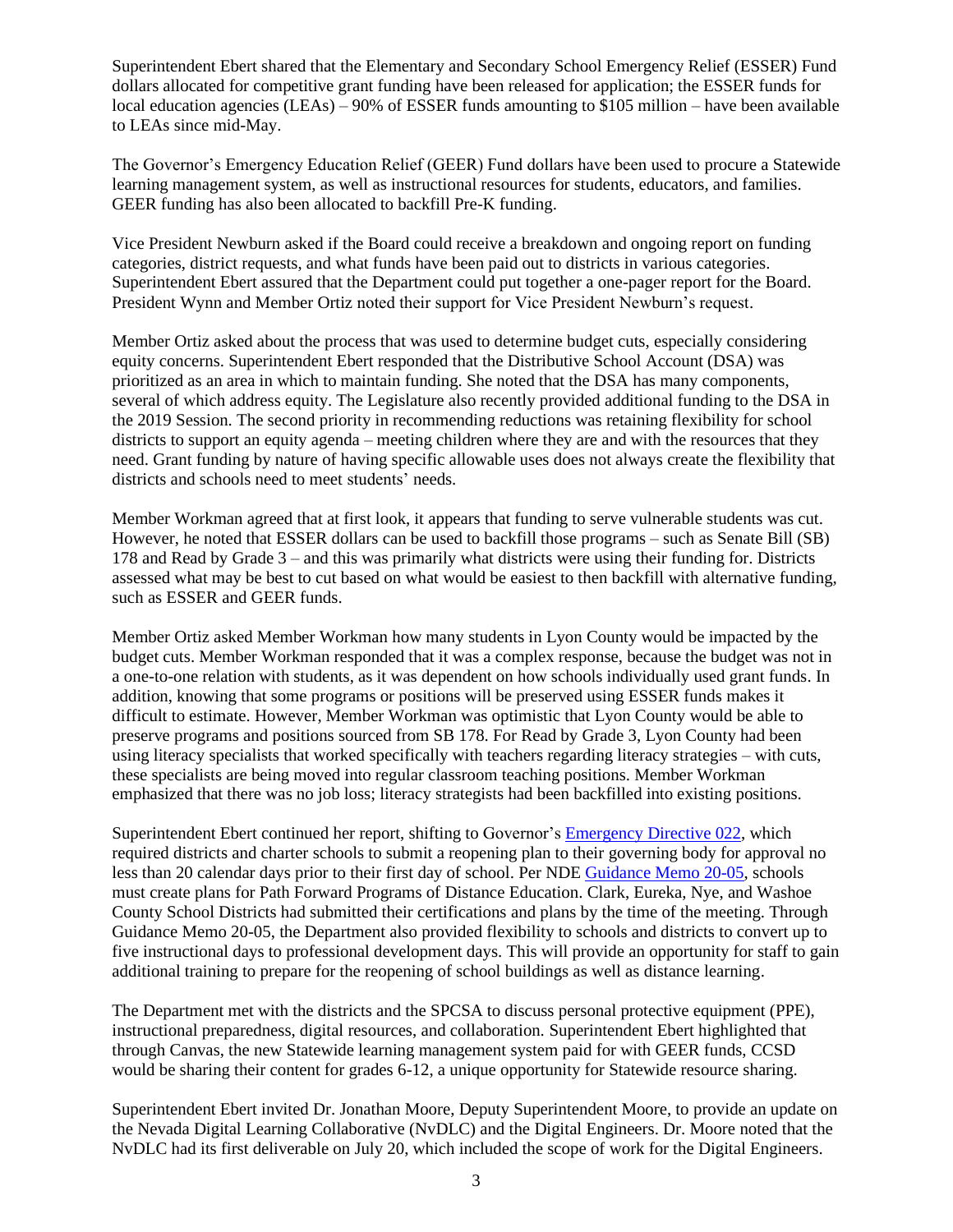Superintendent Ebert shared that the Elementary and Secondary School Emergency Relief (ESSER) Fund dollars allocated for competitive grant funding have been released for application; the ESSER funds for local education agencies (LEAs) – 90% of ESSER funds amounting to $105 million – have been available to LEAs since mid-May.

The Governor's Emergency Education Relief (GEER) Fund dollars have been used to procure a Statewide learning management system, as well as instructional resources for students, educators, and families. GEER funding has also been allocated to backfill Pre-K funding.

Vice President Newburn asked if the Board could receive a breakdown and ongoing report on funding categories, district requests, and what funds have been paid out to districts in various categories. Superintendent Ebert assured that the Department could put together a one-pager report for the Board. President Wynn and Member Ortiz noted their support for Vice President Newburn's request.

Member Ortiz asked about the process that was used to determine budget cuts, especially considering equity concerns. Superintendent Ebert responded that the Distributive School Account (DSA) was prioritized as an area in which to maintain funding. She noted that the DSA has many components, several of which address equity. The Legislature also recently provided additional funding to the DSA in the 2019 Session. The second priority in recommending reductions was retaining flexibility for school districts to support an equity agenda – meeting children where they are and with the resources that they need. Grant funding by nature of having specific allowable uses does not always create the flexibility that districts and schools need to meet students' needs.

Member Workman agreed that at first look, it appears that funding to serve vulnerable students was cut. However, he noted that ESSER dollars can be used to backfill those programs – such as Senate Bill (SB) 178 and Read by Grade 3 – and this was primarily what districts were using their funding for. Districts assessed what may be best to cut based on what would be easiest to then backfill with alternative funding, such as ESSER and GEER funds.

Member Ortiz asked Member Workman how many students in Lyon County would be impacted by the budget cuts. Member Workman responded that it was a complex response, because the budget was not in a one-to-one relation with students, as it was dependent on how schools individually used grant funds. In addition, knowing that some programs or positions will be preserved using ESSER funds makes it difficult to estimate. However, Member Workman was optimistic that Lyon County would be able to preserve programs and positions sourced from SB 178. For Read by Grade 3, Lyon County had been using literacy specialists that worked specifically with teachers regarding literacy strategies – with cuts, these specialists are being moved into regular classroom teaching positions. Member Workman emphasized that there was no job loss; literacy strategists had been backfilled into existing positions.

Superintendent Ebert continued her report, shifting to Governor's Emergency Directive 022, which required districts and charter schools to submit a reopening plan to their governing body for approval no less than 20 calendar days prior to their first day of school. Per NDE Guidance Memo 20-05, schools must create plans for Path Forward Programs of Distance Education. Clark, Eureka, Nye, and Washoe County School Districts had submitted their certifications and plans by the time of the meeting. Through Guidance Memo 20-05, the Department also provided flexibility to schools and districts to convert up to five instructional days to professional development days. This will provide an opportunity for staff to gain additional training to prepare for the reopening of school buildings as well as distance learning.

The Department met with the districts and the SPCSA to discuss personal protective equipment (PPE), instructional preparedness, digital resources, and collaboration. Superintendent Ebert highlighted that through Canvas, the new Statewide learning management system paid for with GEER funds, CCSD would be sharing their content for grades 6-12, a unique opportunity for Statewide resource sharing.

Superintendent Ebert invited Dr. Jonathan Moore, Deputy Superintendent Moore, to provide an update on the Nevada Digital Learning Collaborative (NvDLC) and the Digital Engineers. Dr. Moore noted that the NvDLC had its first deliverable on July 20, which included the scope of work for the Digital Engineers.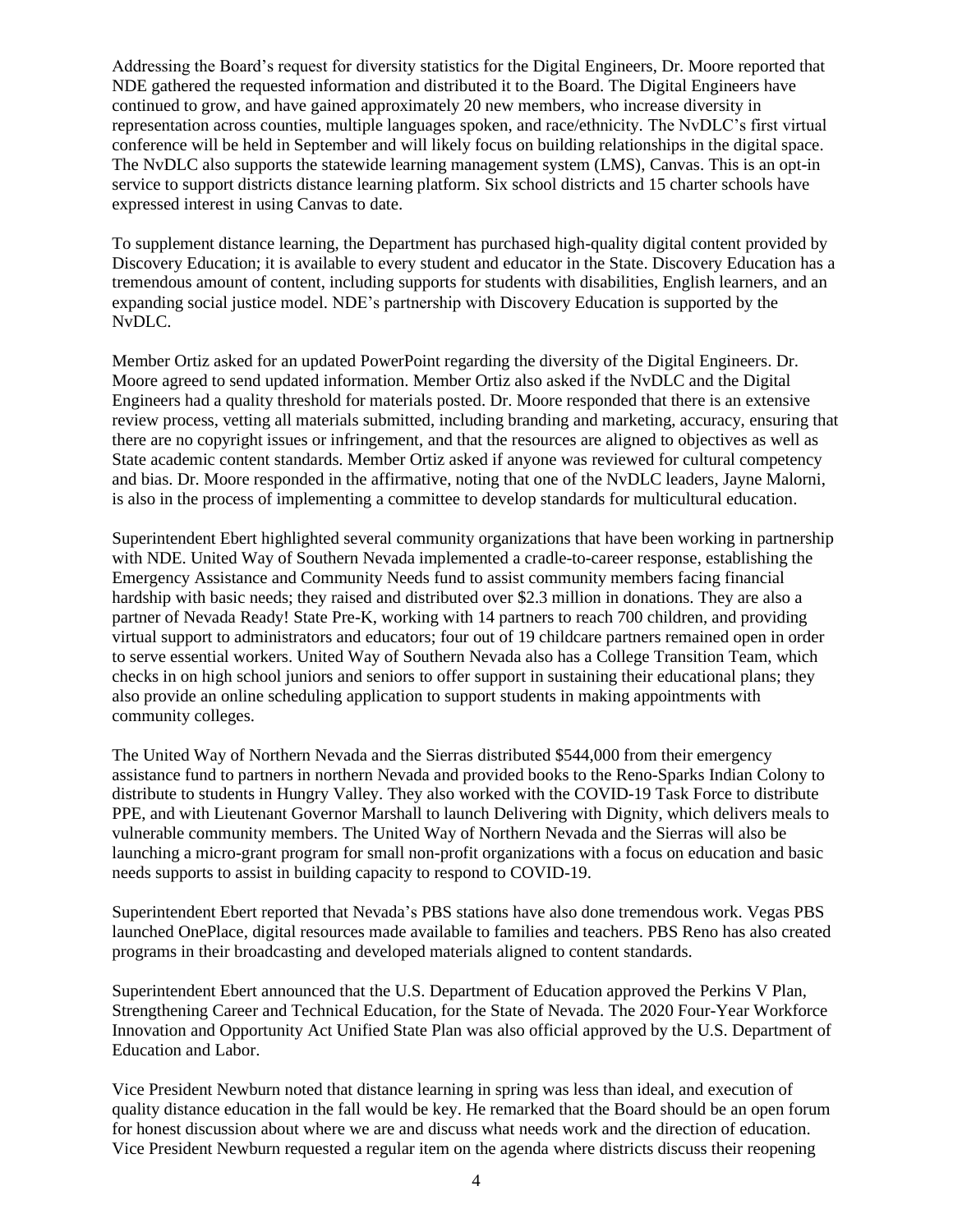Addressing the Board's request for diversity statistics for the Digital Engineers, Dr. Moore reported that NDE gathered the requested information and distributed it to the Board. The Digital Engineers have continued to grow, and have gained approximately 20 new members, who increase diversity in representation across counties, multiple languages spoken, and race/ethnicity. The NvDLC's first virtual conference will be held in September and will likely focus on building relationships in the digital space. The NvDLC also supports the statewide learning management system (LMS), Canvas. This is an opt-in service to support districts distance learning platform. Six school districts and 15 charter schools have expressed interest in using Canvas to date.

To supplement distance learning, the Department has purchased high-quality digital content provided by Discovery Education; it is available to every student and educator in the State. Discovery Education has a tremendous amount of content, including supports for students with disabilities, English learners, and an expanding social justice model. NDE's partnership with Discovery Education is supported by the NvDLC.

Member Ortiz asked for an updated PowerPoint regarding the diversity of the Digital Engineers. Dr. Moore agreed to send updated information. Member Ortiz also asked if the NvDLC and the Digital Engineers had a quality threshold for materials posted. Dr. Moore responded that there is an extensive review process, vetting all materials submitted, including branding and marketing, accuracy, ensuring that there are no copyright issues or infringement, and that the resources are aligned to objectives as well as State academic content standards. Member Ortiz asked if anyone was reviewed for cultural competency and bias. Dr. Moore responded in the affirmative, noting that one of the NvDLC leaders, Jayne Malorni, is also in the process of implementing a committee to develop standards for multicultural education.

Superintendent Ebert highlighted several community organizations that have been working in partnership with NDE. United Way of Southern Nevada implemented a cradle-to-career response, establishing the Emergency Assistance and Community Needs fund to assist community members facing financial hardship with basic needs; they raised and distributed over $2.3 million in donations. They are also a partner of Nevada Ready! State Pre-K, working with 14 partners to reach 700 children, and providing virtual support to administrators and educators; four out of 19 childcare partners remained open in order to serve essential workers. United Way of Southern Nevada also has a College Transition Team, which checks in on high school juniors and seniors to offer support in sustaining their educational plans; they also provide an online scheduling application to support students in making appointments with community colleges.

The United Way of Northern Nevada and the Sierras distributed $544,000 from their emergency assistance fund to partners in northern Nevada and provided books to the Reno-Sparks Indian Colony to distribute to students in Hungry Valley. They also worked with the COVID-19 Task Force to distribute PPE, and with Lieutenant Governor Marshall to launch Delivering with Dignity, which delivers meals to vulnerable community members. The United Way of Northern Nevada and the Sierras will also be launching a micro-grant program for small non-profit organizations with a focus on education and basic needs supports to assist in building capacity to respond to COVID-19.

Superintendent Ebert reported that Nevada's PBS stations have also done tremendous work. Vegas PBS launched OnePlace, digital resources made available to families and teachers. PBS Reno has also created programs in their broadcasting and developed materials aligned to content standards.

Superintendent Ebert announced that the U.S. Department of Education approved the Perkins V Plan, Strengthening Career and Technical Education, for the State of Nevada. The 2020 Four-Year Workforce Innovation and Opportunity Act Unified State Plan was also official approved by the U.S. Department of Education and Labor.

Vice President Newburn noted that distance learning in spring was less than ideal, and execution of quality distance education in the fall would be key. He remarked that the Board should be an open forum for honest discussion about where we are and discuss what needs work and the direction of education. Vice President Newburn requested a regular item on the agenda where districts discuss their reopening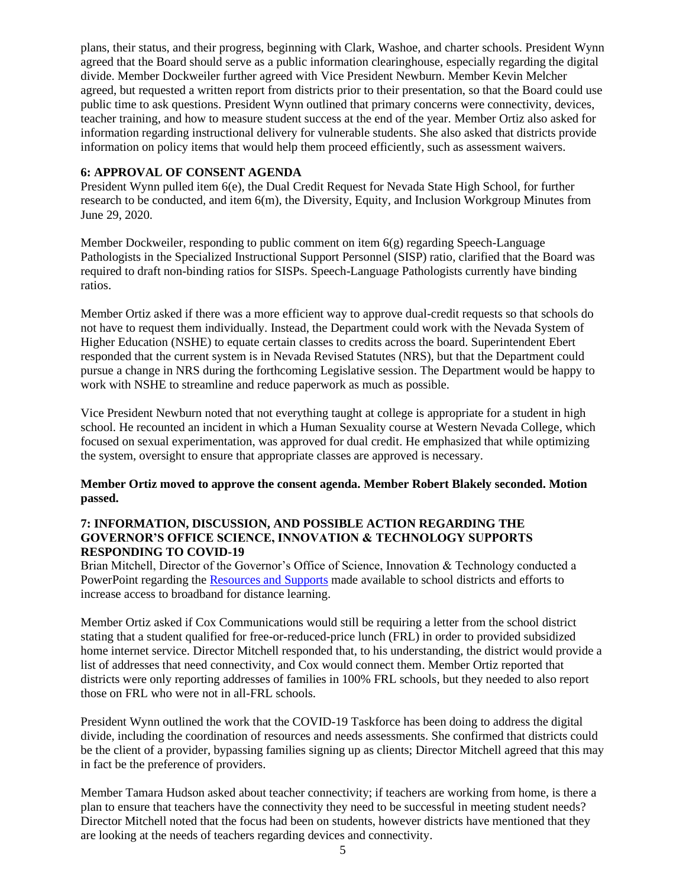plans, their status, and their progress, beginning with Clark, Washoe, and charter schools. President Wynn agreed that the Board should serve as a public information clearinghouse, especially regarding the digital divide. Member Dockweiler further agreed with Vice President Newburn. Member Kevin Melcher agreed, but requested a written report from districts prior to their presentation, so that the Board could use public time to ask questions. President Wynn outlined that primary concerns were connectivity, devices, teacher training, and how to measure student success at the end of the year. Member Ortiz also asked for information regarding instructional delivery for vulnerable students. She also asked that districts provide information on policy items that would help them proceed efficiently, such as assessment waivers.

### 6: APPROVAL OF CONSENT AGENDA

President Wynn pulled item 6(e), the Dual Credit Request for Nevada State High School, for further research to be conducted, and item 6(m), the Diversity, Equity, and Inclusion Workgroup Minutes from June 29, 2020.

Member Dockweiler, responding to public comment on item 6(g) regarding Speech-Language Pathologists in the Specialized Instructional Support Personnel (SISP) ratio, clarified that the Board was required to draft non-binding ratios for SISPs. Speech-Language Pathologists currently have binding ratios.

Member Ortiz asked if there was a more efficient way to approve dual-credit requests so that schools do not have to request them individually. Instead, the Department could work with the Nevada System of Higher Education (NSHE) to equate certain classes to credits across the board. Superintendent Ebert responded that the current system is in Nevada Revised Statutes (NRS), but that the Department could pursue a change in NRS during the forthcoming Legislative session. The Department would be happy to work with NSHE to streamline and reduce paperwork as much as possible.

Vice President Newburn noted that not everything taught at college is appropriate for a student in high school. He recounted an incident in which a Human Sexuality course at Western Nevada College, which focused on sexual experimentation, was approved for dual credit. He emphasized that while optimizing the system, oversight to ensure that appropriate classes are approved is necessary.

**Member Ortiz moved to approve the consent agenda. Member Robert Blakely seconded. Motion passed.**

### 7: INFORMATION, DISCUSSION, AND POSSIBLE ACTION REGARDING THE GOVERNOR'S OFFICE SCIENCE, INNOVATION & TECHNOLOGY SUPPORTS RESPONDING TO COVID-19

Brian Mitchell, Director of the Governor's Office of Science, Innovation & Technology conducted a PowerPoint regarding the Resources and Supports made available to school districts and efforts to increase access to broadband for distance learning.

Member Ortiz asked if Cox Communications would still be requiring a letter from the school district stating that a student qualified for free-or-reduced-price lunch (FRL) in order to provided subsidized home internet service. Director Mitchell responded that, to his understanding, the district would provide a list of addresses that need connectivity, and Cox would connect them. Member Ortiz reported that districts were only reporting addresses of families in 100% FRL schools, but they needed to also report those on FRL who were not in all-FRL schools.

President Wynn outlined the work that the COVID-19 Taskforce has been doing to address the digital divide, including the coordination of resources and needs assessments. She confirmed that districts could be the client of a provider, bypassing families signing up as clients; Director Mitchell agreed that this may in fact be the preference of providers.

Member Tamara Hudson asked about teacher connectivity; if teachers are working from home, is there a plan to ensure that teachers have the connectivity they need to be successful in meeting student needs? Director Mitchell noted that the focus had been on students, however districts have mentioned that they are looking at the needs of teachers regarding devices and connectivity.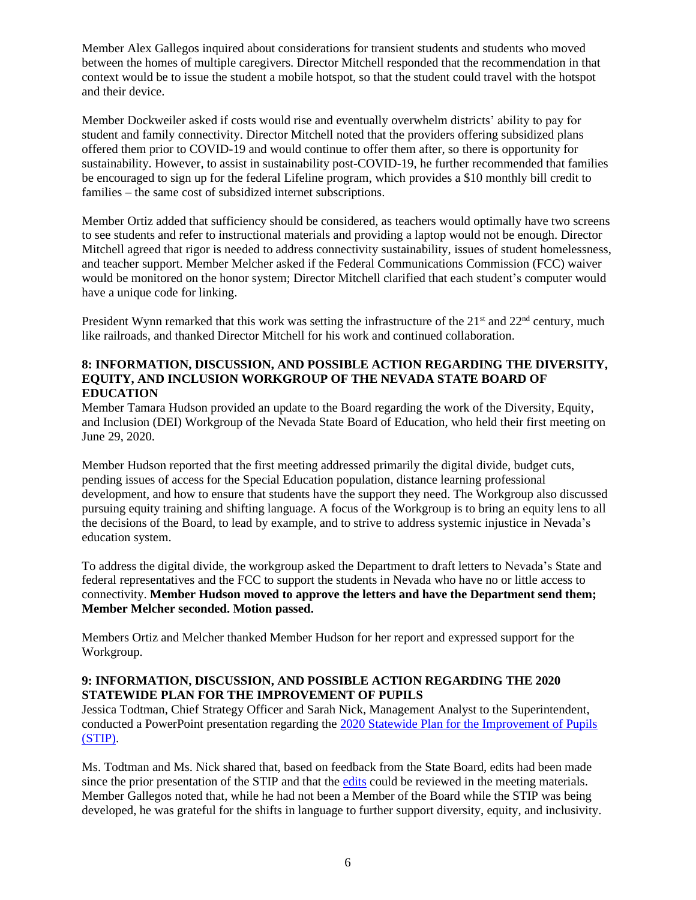Member Alex Gallegos inquired about considerations for transient students and students who moved between the homes of multiple caregivers. Director Mitchell responded that the recommendation in that context would be to issue the student a mobile hotspot, so that the student could travel with the hotspot and their device.

Member Dockweiler asked if costs would rise and eventually overwhelm districts' ability to pay for student and family connectivity. Director Mitchell noted that the providers offering subsidized plans offered them prior to COVID-19 and would continue to offer them after, so there is opportunity for sustainability. However, to assist in sustainability post-COVID-19, he further recommended that families be encouraged to sign up for the federal Lifeline program, which provides a $10 monthly bill credit to families – the same cost of subsidized internet subscriptions.

Member Ortiz added that sufficiency should be considered, as teachers would optimally have two screens to see students and refer to instructional materials and providing a laptop would not be enough. Director Mitchell agreed that rigor is needed to address connectivity sustainability, issues of student homelessness, and teacher support. Member Melcher asked if the Federal Communications Commission (FCC) waiver would be monitored on the honor system; Director Mitchell clarified that each student's computer would have a unique code for linking.

President Wynn remarked that this work was setting the infrastructure of the 21st and 22nd century, much like railroads, and thanked Director Mitchell for his work and continued collaboration.

**8: INFORMATION, DISCUSSION, AND POSSIBLE ACTION REGARDING THE DIVERSITY, EQUITY, AND INCLUSION WORKGROUP OF THE NEVADA STATE BOARD OF EDUCATION**

Member Tamara Hudson provided an update to the Board regarding the work of the Diversity, Equity, and Inclusion (DEI) Workgroup of the Nevada State Board of Education, who held their first meeting on June 29, 2020.

Member Hudson reported that the first meeting addressed primarily the digital divide, budget cuts, pending issues of access for the Special Education population, distance learning professional development, and how to ensure that students have the support they need. The Workgroup also discussed pursuing equity training and shifting language. A focus of the Workgroup is to bring an equity lens to all the decisions of the Board, to lead by example, and to strive to address systemic injustice in Nevada's education system.

To address the digital divide, the workgroup asked the Department to draft letters to Nevada's State and federal representatives and the FCC to support the students in Nevada who have no or little access to connectivity. **Member Hudson moved to approve the letters and have the Department send them; Member Melcher seconded. Motion passed.**

Members Ortiz and Melcher thanked Member Hudson for her report and expressed support for the Workgroup.

**9: INFORMATION, DISCUSSION, AND POSSIBLE ACTION REGARDING THE 2020 STATEWIDE PLAN FOR THE IMPROVEMENT OF PUPILS**

Jessica Todtman, Chief Strategy Officer and Sarah Nick, Management Analyst to the Superintendent, conducted a PowerPoint presentation regarding the 2020 Statewide Plan for the Improvement of Pupils (STIP).

Ms. Todtman and Ms. Nick shared that, based on feedback from the State Board, edits had been made since the prior presentation of the STIP and that the edits could be reviewed in the meeting materials. Member Gallegos noted that, while he had not been a Member of the Board while the STIP was being developed, he was grateful for the shifts in language to further support diversity, equity, and inclusivity.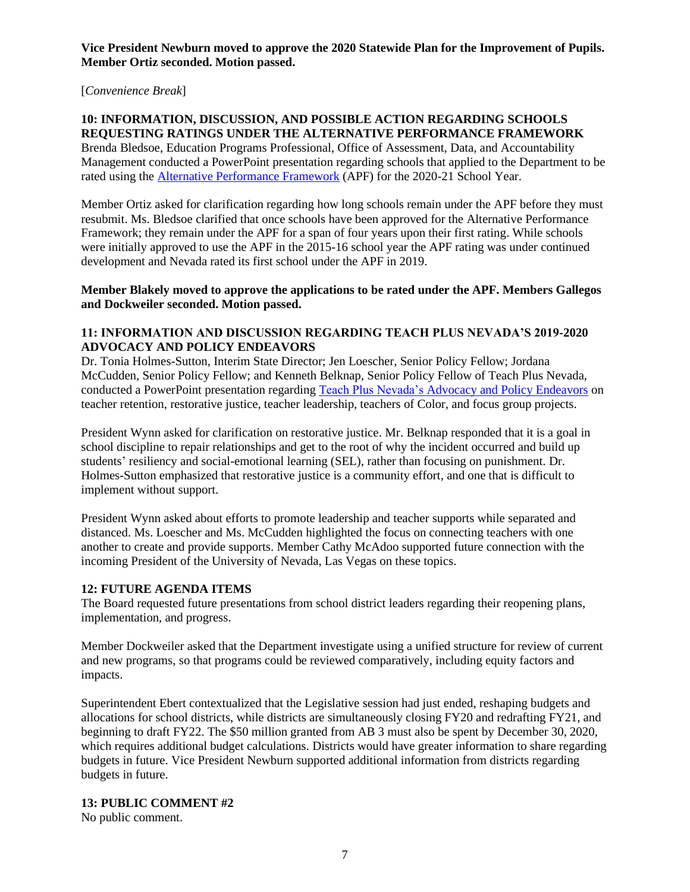**Vice President Newburn moved to approve the 2020 Statewide Plan for the Improvement of Pupils. Member Ortiz seconded. Motion passed.**

[*Convenience Break*]

### 10: INFORMATION, DISCUSSION, AND POSSIBLE ACTION REGARDING SCHOOLS REQUESTING RATINGS UNDER THE ALTERNATIVE PERFORMANCE FRAMEWORK

Brenda Bledsoe, Education Programs Professional, Office of Assessment, Data, and Accountability Management conducted a PowerPoint presentation regarding schools that applied to the Department to be rated using the Alternative Performance Framework (APF) for the 2020-21 School Year.

Member Ortiz asked for clarification regarding how long schools remain under the APF before they must resubmit. Ms. Bledsoe clarified that once schools have been approved for the Alternative Performance Framework; they remain under the APF for a span of four years upon their first rating. While schools were initially approved to use the APF in the 2015-16 school year the APF rating was under continued development and Nevada rated its first school under the APF in 2019.

**Member Blakely moved to approve the applications to be rated under the APF. Members Gallegos and Dockweiler seconded. Motion passed.**

### 11: INFORMATION AND DISCUSSION REGARDING TEACH PLUS NEVADA'S 2019-2020 ADVOCACY AND POLICY ENDEAVORS

Dr. Tonia Holmes-Sutton, Interim State Director; Jen Loescher, Senior Policy Fellow; Jordana McCudden, Senior Policy Fellow; and Kenneth Belknap, Senior Policy Fellow of Teach Plus Nevada, conducted a PowerPoint presentation regarding Teach Plus Nevada's Advocacy and Policy Endeavors on teacher retention, restorative justice, teacher leadership, teachers of Color, and focus group projects.

President Wynn asked for clarification on restorative justice. Mr. Belknap responded that it is a goal in school discipline to repair relationships and get to the root of why the incident occurred and build up students' resiliency and social-emotional learning (SEL), rather than focusing on punishment. Dr. Holmes-Sutton emphasized that restorative justice is a community effort, and one that is difficult to implement without support.

President Wynn asked about efforts to promote leadership and teacher supports while separated and distanced. Ms. Loescher and Ms. McCudden highlighted the focus on connecting teachers with one another to create and provide supports. Member Cathy McAdoo supported future connection with the incoming President of the University of Nevada, Las Vegas on these topics.

### 12: FUTURE AGENDA ITEMS

The Board requested future presentations from school district leaders regarding their reopening plans, implementation, and progress.

Member Dockweiler asked that the Department investigate using a unified structure for review of current and new programs, so that programs could be reviewed comparatively, including equity factors and impacts.

Superintendent Ebert contextualized that the Legislative session had just ended, reshaping budgets and allocations for school districts, while districts are simultaneously closing FY20 and redrafting FY21, and beginning to draft FY22. The $50 million granted from AB 3 must also be spent by December 30, 2020, which requires additional budget calculations. Districts would have greater information to share regarding budgets in future. Vice President Newburn supported additional information from districts regarding budgets in future.

### 13: PUBLIC COMMENT #2

No public comment.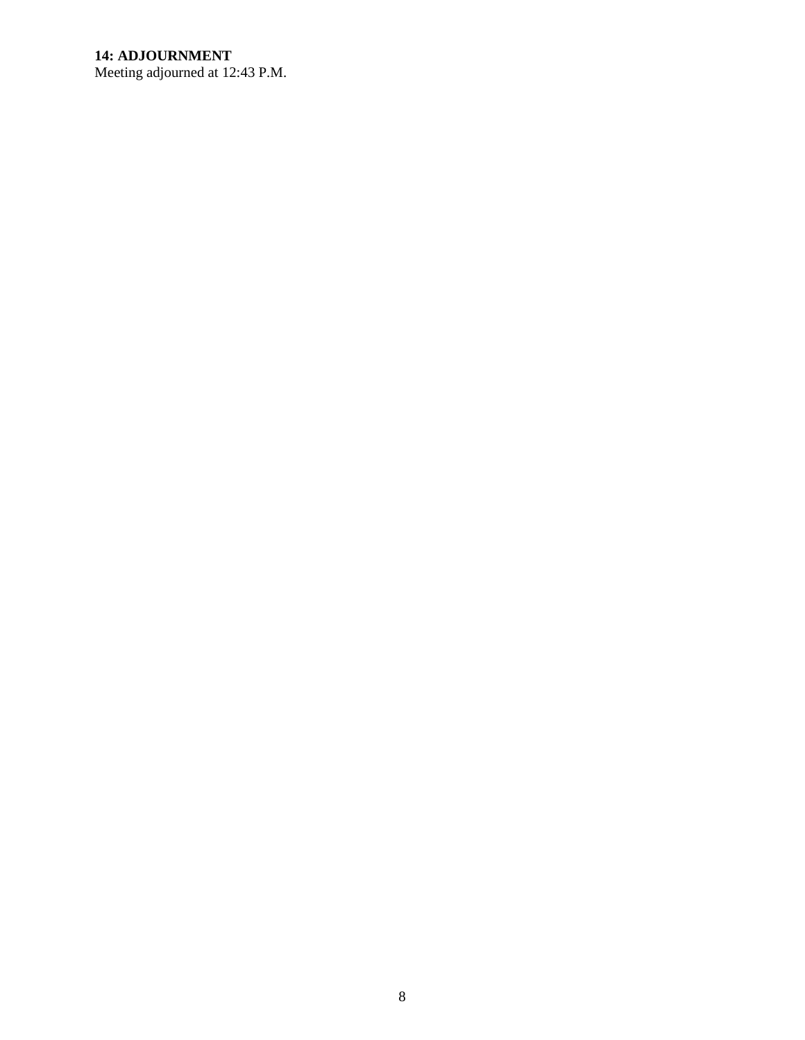**14: ADJOURNMENT**

Meeting adjourned at 12:43 P.M.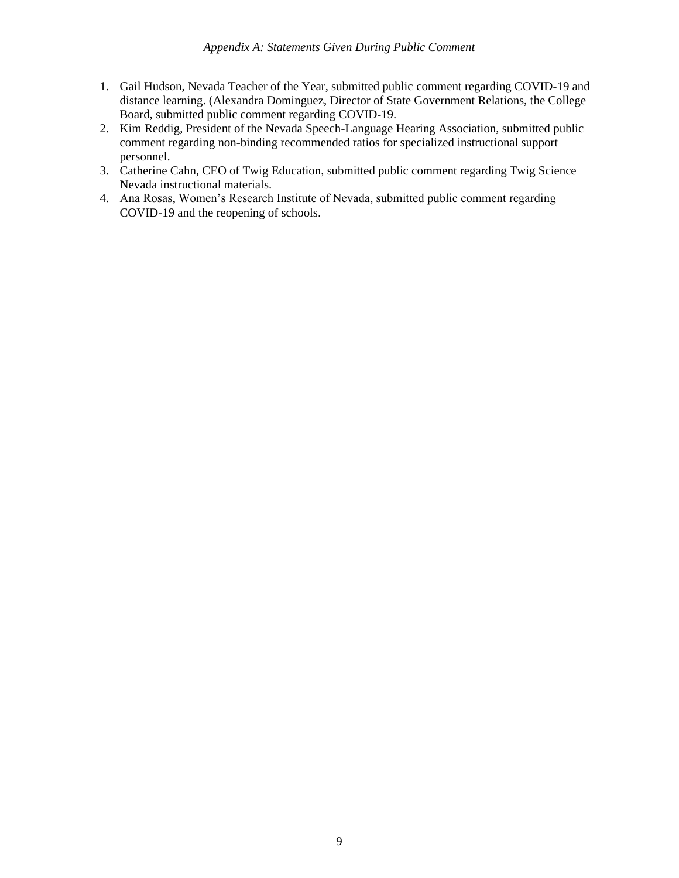*Appendix A: Statements Given During Public Comment*

1. Gail Hudson, Nevada Teacher of the Year, submitted public comment regarding COVID-19 and distance learning. (Alexandra Dominguez, Director of State Government Relations, the College Board, submitted public comment regarding COVID-19.
2. Kim Reddig, President of the Nevada Speech-Language Hearing Association, submitted public comment regarding non-binding recommended ratios for specialized instructional support personnel.
3. Catherine Cahn, CEO of Twig Education, submitted public comment regarding Twig Science Nevada instructional materials.
4. Ana Rosas, Women's Research Institute of Nevada, submitted public comment regarding COVID-19 and the reopening of schools.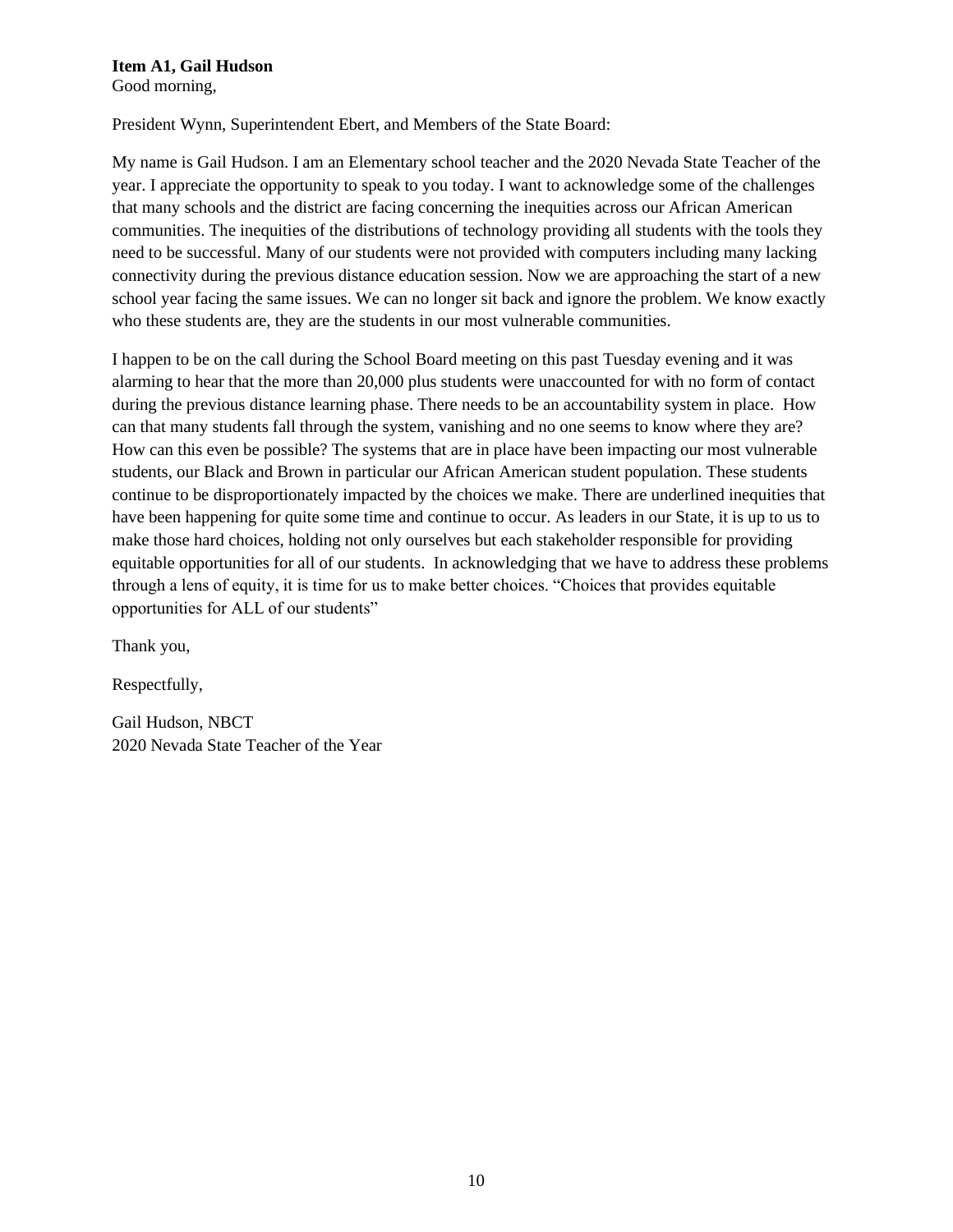**Item A1, Gail Hudson**
Good morning,

President Wynn, Superintendent Ebert, and Members of the State Board:

My name is Gail Hudson. I am an Elementary school teacher and the 2020 Nevada State Teacher of the year. I appreciate the opportunity to speak to you today. I want to acknowledge some of the challenges that many schools and the district are facing concerning the inequities across our African American communities. The inequities of the distributions of technology providing all students with the tools they need to be successful. Many of our students were not provided with computers including many lacking connectivity during the previous distance education session. Now we are approaching the start of a new school year facing the same issues. We can no longer sit back and ignore the problem. We know exactly who these students are, they are the students in our most vulnerable communities.

I happen to be on the call during the School Board meeting on this past Tuesday evening and it was alarming to hear that the more than 20,000 plus students were unaccounted for with no form of contact during the previous distance learning phase. There needs to be an accountability system in place. How can that many students fall through the system, vanishing and no one seems to know where they are? How can this even be possible? The systems that are in place have been impacting our most vulnerable students, our Black and Brown in particular our African American student population. These students continue to be disproportionately impacted by the choices we make. There are underlined inequities that have been happening for quite some time and continue to occur. As leaders in our State, it is up to us to make those hard choices, holding not only ourselves but each stakeholder responsible for providing equitable opportunities for all of our students. In acknowledging that we have to address these problems through a lens of equity, it is time for us to make better choices. "Choices that provides equitable opportunities for ALL of our students"

Thank you,

Respectfully,

Gail Hudson, NBCT
2020 Nevada State Teacher of the Year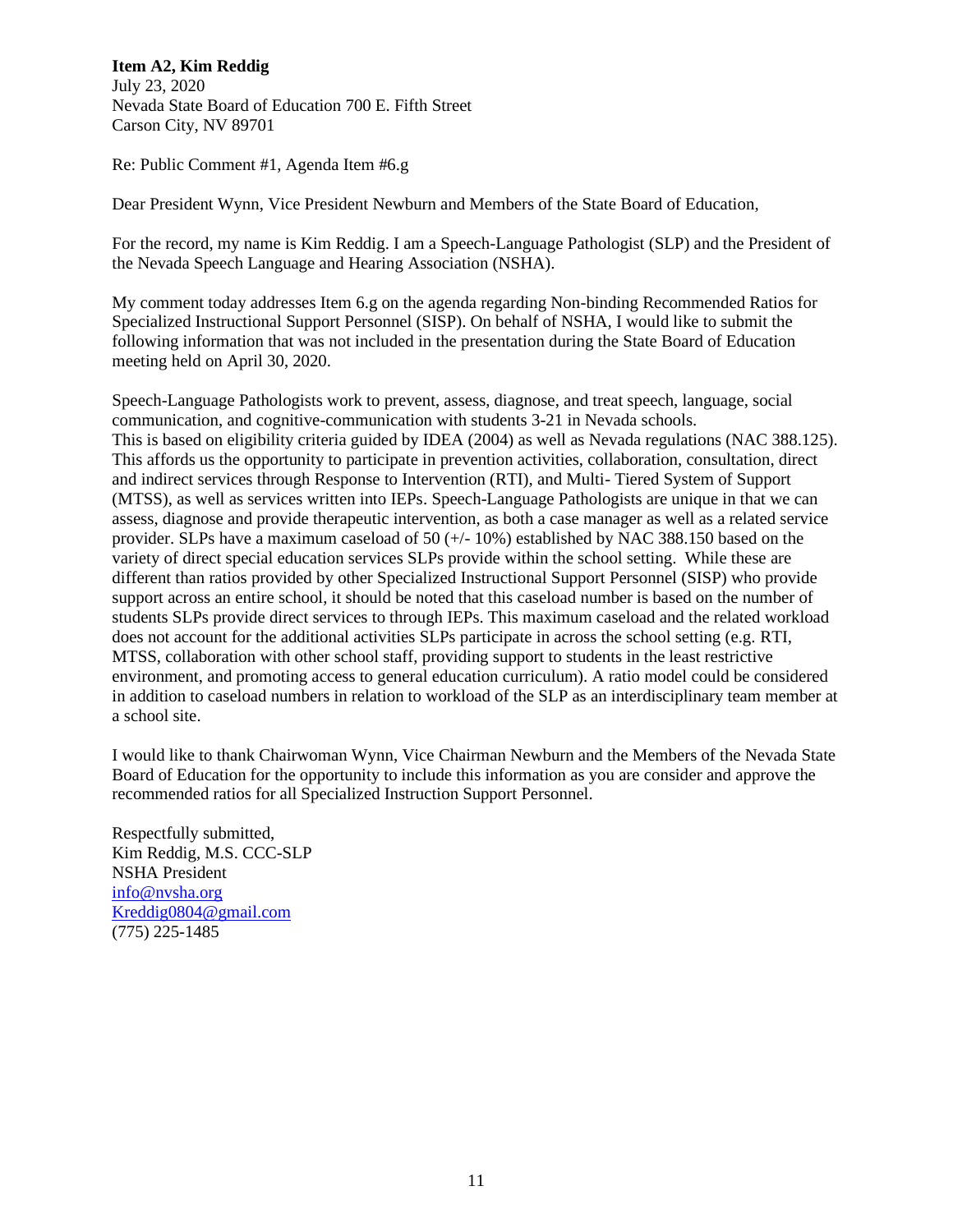**Item A2, Kim Reddig**
July 23, 2020
Nevada State Board of Education 700 E. Fifth Street
Carson City, NV 89701

Re: Public Comment #1, Agenda Item #6.g

Dear President Wynn, Vice President Newburn and Members of the State Board of Education,

For the record, my name is Kim Reddig. I am a Speech-Language Pathologist (SLP) and the President of the Nevada Speech Language and Hearing Association (NSHA).

My comment today addresses Item 6.g on the agenda regarding Non-binding Recommended Ratios for Specialized Instructional Support Personnel (SISP). On behalf of NSHA, I would like to submit the following information that was not included in the presentation during the State Board of Education meeting held on April 30, 2020.

Speech-Language Pathologists work to prevent, assess, diagnose, and treat speech, language, social communication, and cognitive-communication with students 3-21 in Nevada schools.
This is based on eligibility criteria guided by IDEA (2004) as well as Nevada regulations (NAC 388.125). This affords us the opportunity to participate in prevention activities, collaboration, consultation, direct and indirect services through Response to Intervention (RTI), and Multi- Tiered System of Support (MTSS), as well as services written into IEPs. Speech-Language Pathologists are unique in that we can assess, diagnose and provide therapeutic intervention, as both a case manager as well as a related service provider. SLPs have a maximum caseload of 50 (+/- 10%) established by NAC 388.150 based on the variety of direct special education services SLPs provide within the school setting. While these are different than ratios provided by other Specialized Instructional Support Personnel (SISP) who provide support across an entire school, it should be noted that this caseload number is based on the number of students SLPs provide direct services to through IEPs. This maximum caseload and the related workload does not account for the additional activities SLPs participate in across the school setting (e.g. RTI, MTSS, collaboration with other school staff, providing support to students in the least restrictive environment, and promoting access to general education curriculum). A ratio model could be considered in addition to caseload numbers in relation to workload of the SLP as an interdisciplinary team member at a school site.

I would like to thank Chairwoman Wynn, Vice Chairman Newburn and the Members of the Nevada State Board of Education for the opportunity to include this information as you are consider and approve the recommended ratios for all Specialized Instruction Support Personnel.

Respectfully submitted,
Kim Reddig, M.S. CCC-SLP
NSHA President
info@nvsha.org
Kreddig0804@gmail.com
(775) 225-1485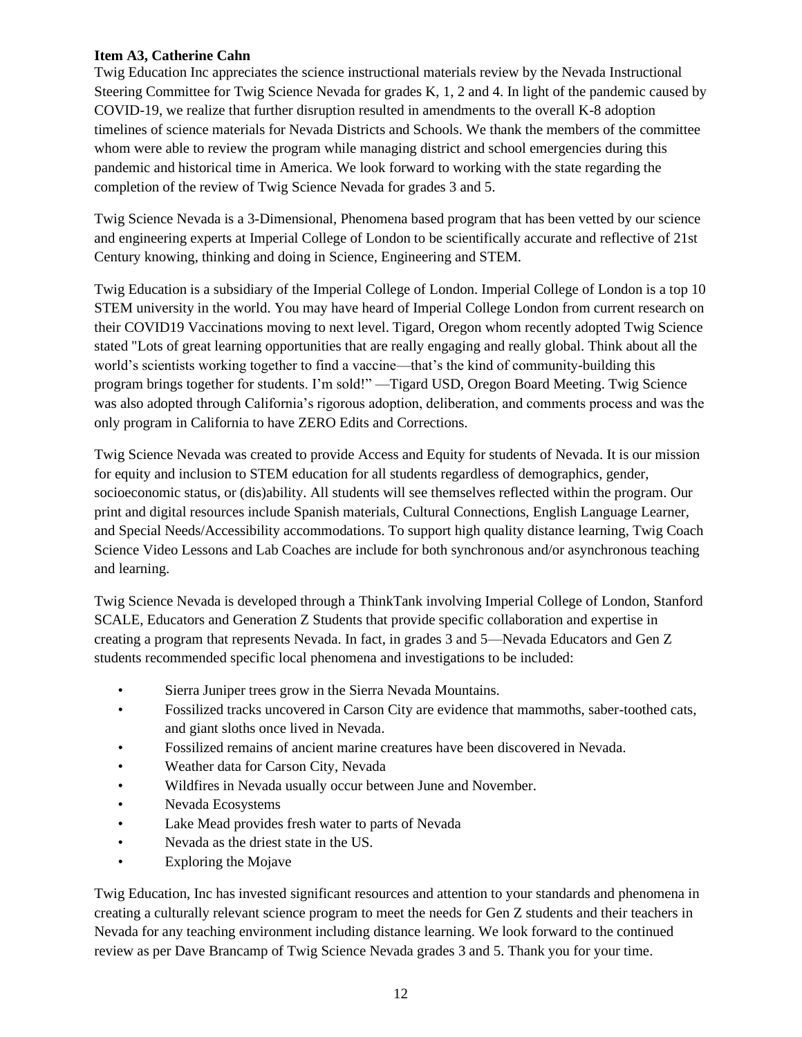**Item A3, Catherine Cahn**

Twig Education Inc appreciates the science instructional materials review by the Nevada Instructional Steering Committee for Twig Science Nevada for grades K, 1, 2 and 4. In light of the pandemic caused by COVID-19, we realize that further disruption resulted in amendments to the overall K-8 adoption timelines of science materials for Nevada Districts and Schools. We thank the members of the committee whom were able to review the program while managing district and school emergencies during this pandemic and historical time in America. We look forward to working with the state regarding the completion of the review of Twig Science Nevada for grades 3 and 5.

Twig Science Nevada is a 3-Dimensional, Phenomena based program that has been vetted by our science and engineering experts at Imperial College of London to be scientifically accurate and reflective of 21st Century knowing, thinking and doing in Science, Engineering and STEM.

Twig Education is a subsidiary of the Imperial College of London. Imperial College of London is a top 10 STEM university in the world. You may have heard of Imperial College London from current research on their COVID19 Vaccinations moving to next level. Tigard, Oregon whom recently adopted Twig Science stated "Lots of great learning opportunities that are really engaging and really global. Think about all the world's scientists working together to find a vaccine—that's the kind of community-building this program brings together for students. I'm sold!" —Tigard USD, Oregon Board Meeting. Twig Science was also adopted through California's rigorous adoption, deliberation, and comments process and was the only program in California to have ZERO Edits and Corrections.

Twig Science Nevada was created to provide Access and Equity for students of Nevada. It is our mission for equity and inclusion to STEM education for all students regardless of demographics, gender, socioeconomic status, or (dis)ability. All students will see themselves reflected within the program. Our print and digital resources include Spanish materials, Cultural Connections, English Language Learner, and Special Needs/Accessibility accommodations. To support high quality distance learning, Twig Coach Science Video Lessons and Lab Coaches are include for both synchronous and/or asynchronous teaching and learning.

Twig Science Nevada is developed through a ThinkTank involving Imperial College of London, Stanford SCALE, Educators and Generation Z Students that provide specific collaboration and expertise in creating a program that represents Nevada. In fact, in grades 3 and 5—Nevada Educators and Gen Z students recommended specific local phenomena and investigations to be included:

- Sierra Juniper trees grow in the Sierra Nevada Mountains.
- Fossilized tracks uncovered in Carson City are evidence that mammoths, saber-toothed cats, and giant sloths once lived in Nevada.
- Fossilized remains of ancient marine creatures have been discovered in Nevada.
- Weather data for Carson City, Nevada
- Wildfires in Nevada usually occur between June and November.
- Nevada Ecosystems
- Lake Mead provides fresh water to parts of Nevada
- Nevada as the driest state in the US.
- Exploring the Mojave

Twig Education, Inc has invested significant resources and attention to your standards and phenomena in creating a culturally relevant science program to meet the needs for Gen Z students and their teachers in Nevada for any teaching environment including distance learning. We look forward to the continued review as per Dave Brancamp of Twig Science Nevada grades 3 and 5. Thank you for your time.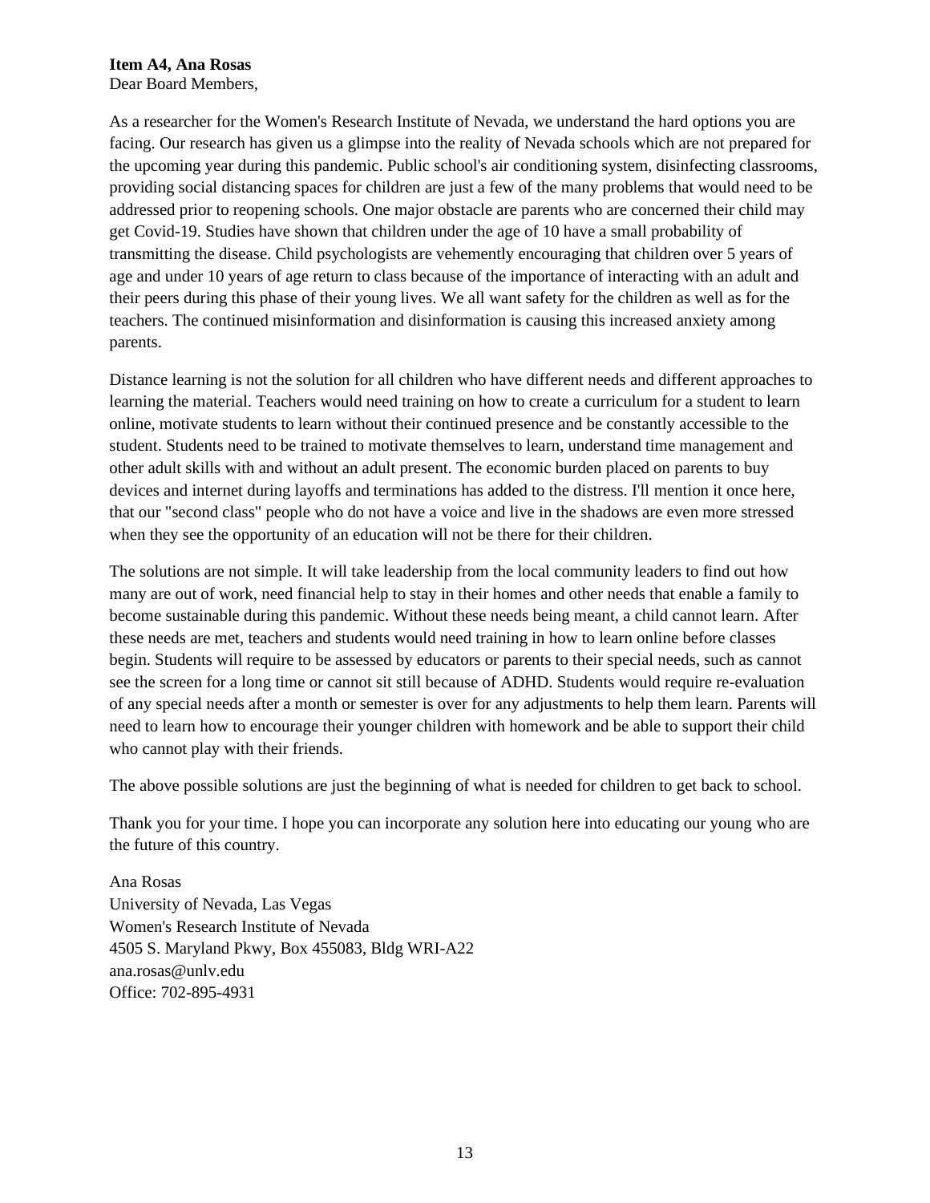**Item A4, Ana Rosas**

Dear Board Members,

As a researcher for the Women's Research Institute of Nevada, we understand the hard options you are facing. Our research has given us a glimpse into the reality of Nevada schools which are not prepared for the upcoming year during this pandemic. Public school's air conditioning system, disinfecting classrooms, providing social distancing spaces for children are just a few of the many problems that would need to be addressed prior to reopening schools. One major obstacle are parents who are concerned their child may get Covid-19. Studies have shown that children under the age of 10 have a small probability of transmitting the disease. Child psychologists are vehemently encouraging that children over 5 years of age and under 10 years of age return to class because of the importance of interacting with an adult and their peers during this phase of their young lives. We all want safety for the children as well as for the teachers. The continued misinformation and disinformation is causing this increased anxiety among parents.

Distance learning is not the solution for all children who have different needs and different approaches to learning the material. Teachers would need training on how to create a curriculum for a student to learn online, motivate students to learn without their continued presence and be constantly accessible to the student. Students need to be trained to motivate themselves to learn, understand time management and other adult skills with and without an adult present. The economic burden placed on parents to buy devices and internet during layoffs and terminations has added to the distress. I'll mention it once here, that our "second class" people who do not have a voice and live in the shadows are even more stressed when they see the opportunity of an education will not be there for their children.

The solutions are not simple. It will take leadership from the local community leaders to find out how many are out of work, need financial help to stay in their homes and other needs that enable a family to become sustainable during this pandemic. Without these needs being meant, a child cannot learn. After these needs are met, teachers and students would need training in how to learn online before classes begin. Students will require to be assessed by educators or parents to their special needs, such as cannot see the screen for a long time or cannot sit still because of ADHD. Students would require re-evaluation of any special needs after a month or semester is over for any adjustments to help them learn. Parents will need to learn how to encourage their younger children with homework and be able to support their child who cannot play with their friends.

The above possible solutions are just the beginning of what is needed for children to get back to school.

Thank you for your time. I hope you can incorporate any solution here into educating our young who are the future of this country.

Ana Rosas  
University of Nevada, Las Vegas  
Women's Research Institute of Nevada  
4505 S. Maryland Pkwy, Box 455083, Bldg WRI-A22  
ana.rosas@unlv.edu  
Office: 702-895-4931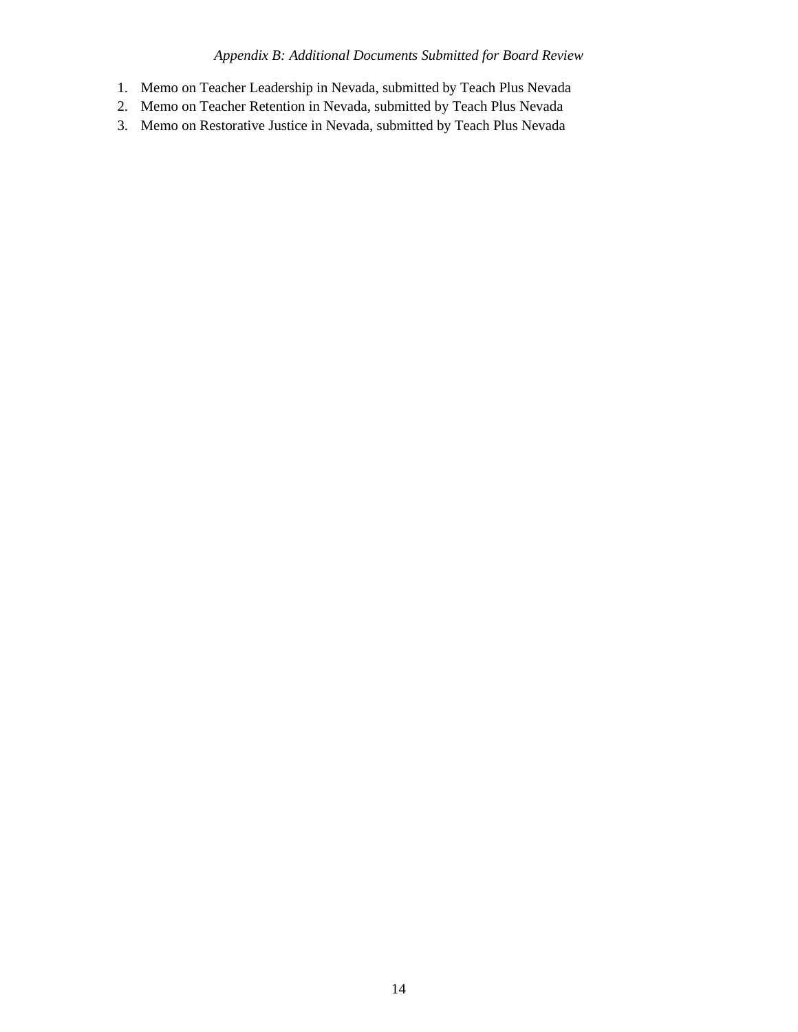*Appendix B: Additional Documents Submitted for Board Review*

1. Memo on Teacher Leadership in Nevada, submitted by Teach Plus Nevada
2. Memo on Teacher Retention in Nevada, submitted by Teach Plus Nevada
3. Memo on Restorative Justice in Nevada, submitted by Teach Plus Nevada